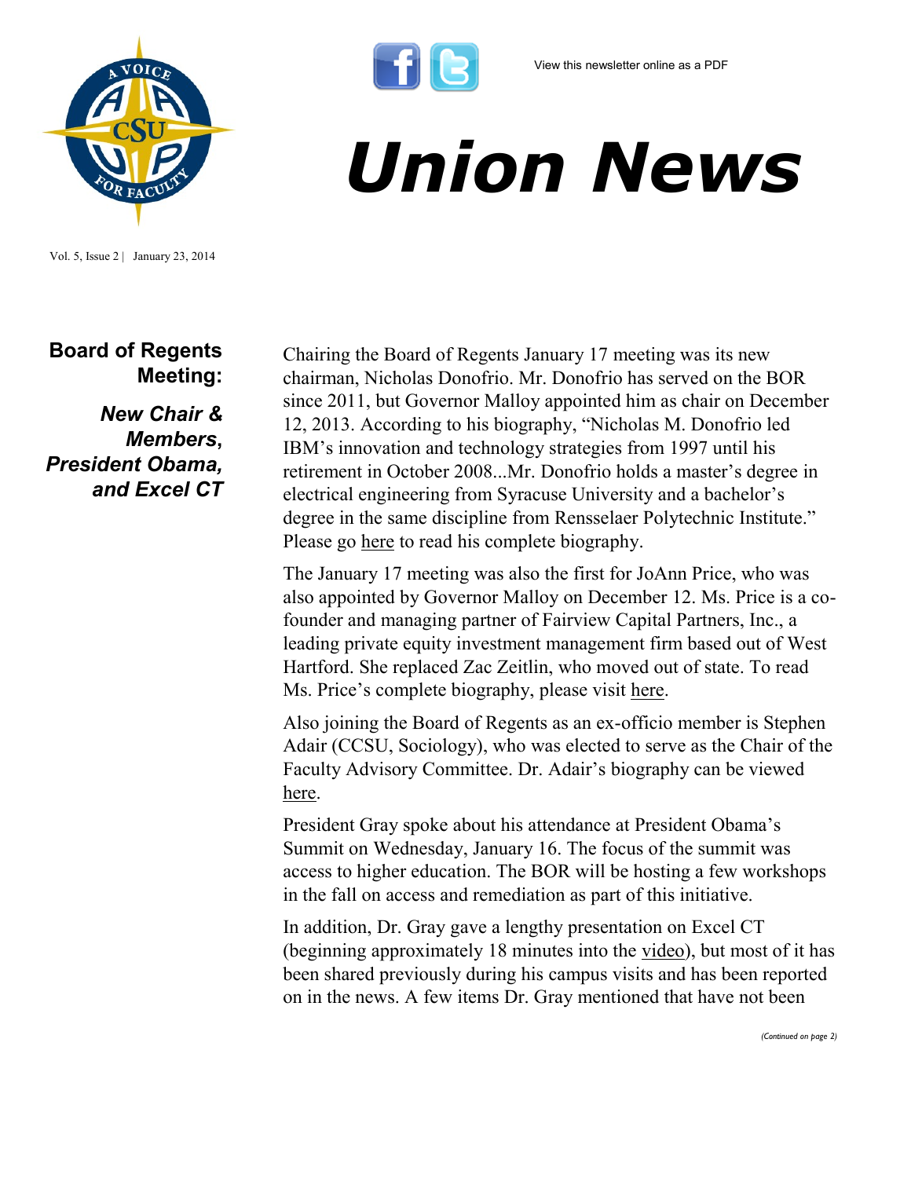View this newsletter online as a PDF

# Union News

Vol. 5, Issue 2 | January 23, 2014

## Board of Regents Meeting:

### *New Chair & Members, President Obama, and Excel CT*

Chairing the Board of Regents January 17 meeting was its new chairman, Nicholas Donofrio. Mr. Donofrio has served on the BOR since 2011, but Governor Malloy appointed him as chair on December 12, 2013. According to his biography, "Nicholas M. Donofrio led IBM's innovation and technology strategies from 1997 until his retirement in October 2008...Mr. Donofrio holds a master's degree in electrical engineering from Syracuse University and a bachelor's degree in the same discipline from Rensselaer Polytechnic Institute." Please go here to read his complete biography.

The January 17 meeting was also the first for JoAnn Price, who was also appointed by Governor Malloy on December 12. Ms. Price is a co-founder and managing partner of Fairview Capital Partners, Inc., a leading private equity investment management firm based out of West Hartford. She replaced Zac Zeitlin, who moved out of state. To read Ms. Price's complete biography, please visit here.

Also joining the Board of Regents as an ex-officio member is Stephen Adair (CCSU, Sociology), who was elected to serve as the Chair of the Faculty Advisory Committee. Dr. Adair's biography can be viewed here.

President Gray spoke about his attendance at President Obama's Summit on Wednesday, January 16. The focus of the summit was access to higher education. The BOR will be hosting a few workshops in the fall on access and remediation as part of this initiative.

In addition, Dr. Gray gave a lengthy presentation on Excel CT (beginning approximately 18 minutes into the video), but most of it has been shared previously during his campus visits and has been reported on in the news. A few items Dr. Gray mentioned that have not been

*(Continued on page 2)*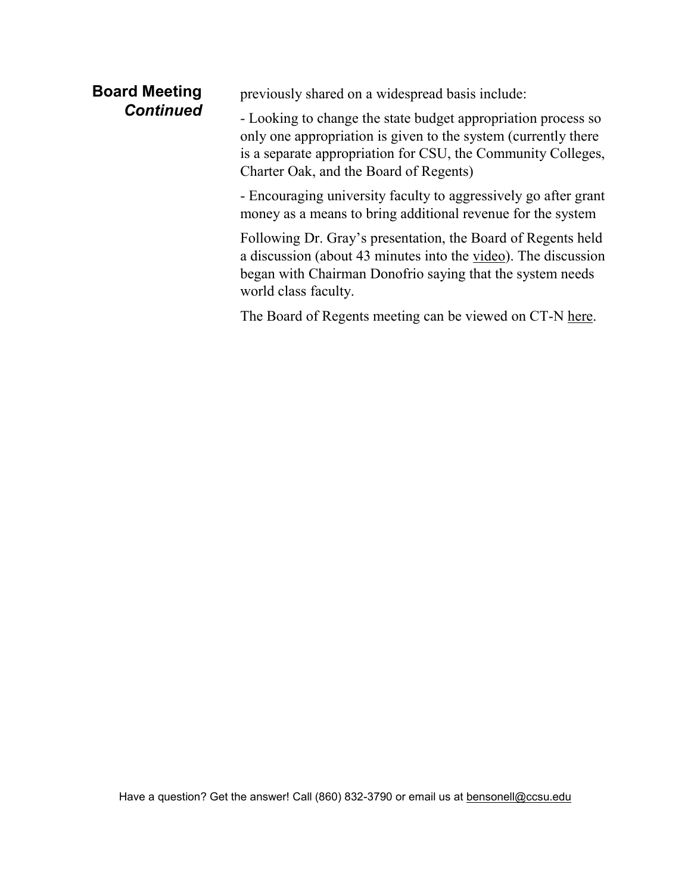**Board Meeting**
***Continued***

previously shared on a widespread basis include:

- Looking to change the state budget appropriation process so only one appropriation is given to the system (currently there is a separate appropriation for CSU, the Community Colleges, Charter Oak, and the Board of Regents)

- Encouraging university faculty to aggressively go after grant money as a means to bring additional revenue for the system

Following Dr. Gray's presentation, the Board of Regents held a discussion (about 43 minutes into the video). The discussion began with Chairman Donofrio saying that the system needs world class faculty.

The Board of Regents meeting can be viewed on CT-N here.

Have a question? Get the answer! Call (860) 832-3790 or email us at bensonell@ccsu.edu